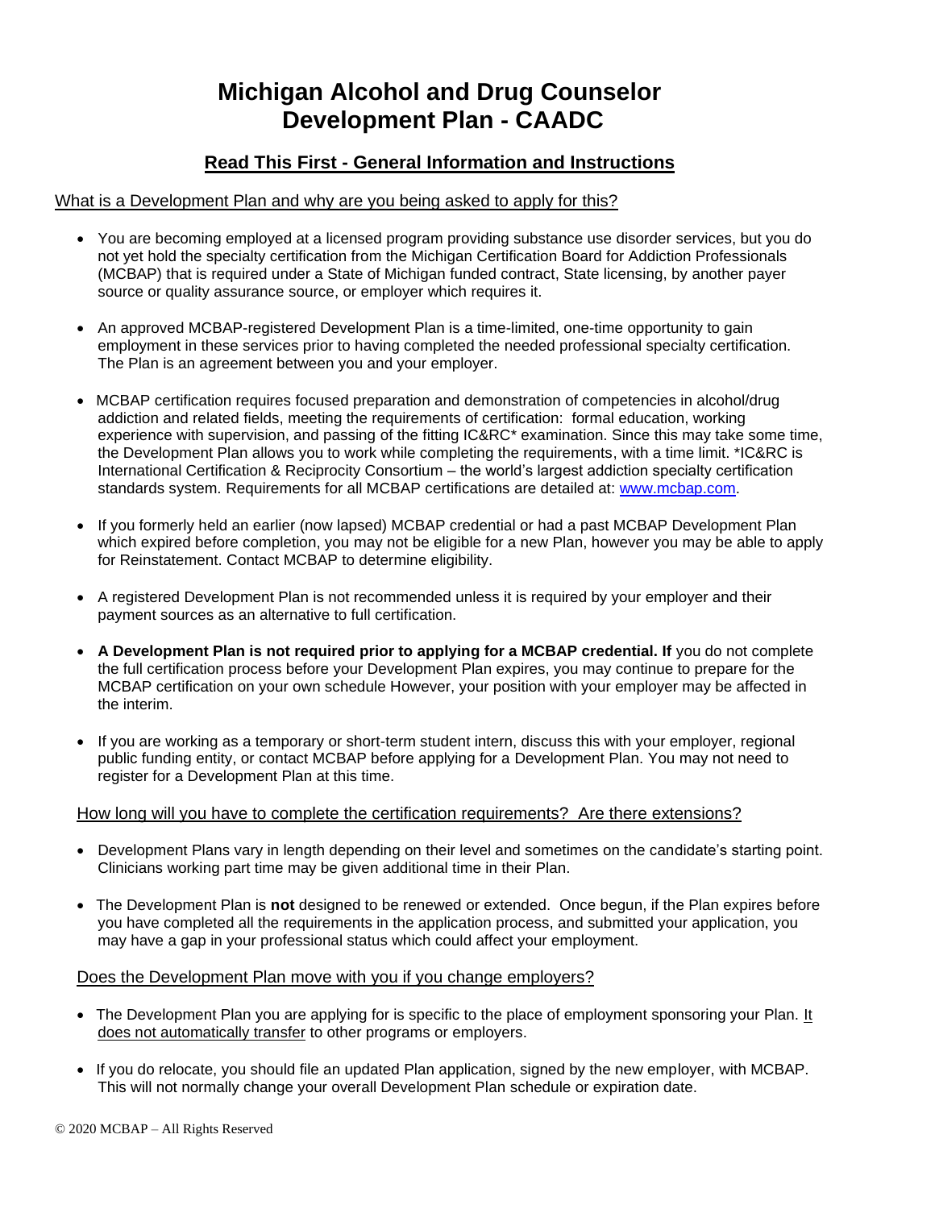# Michigan Alcohol and Drug Counselor Development Plan - CAADC

## Read This First - General Information and Instructions

### What is a Development Plan and why are you being asked to apply for this?

- You are becoming employed at a licensed program providing substance use disorder services, but you do not yet hold the specialty certification from the Michigan Certification Board for Addiction Professionals (MCBAP) that is required under a State of Michigan funded contract, State licensing, by another payer source or quality assurance source, or employer which requires it.
- An approved MCBAP-registered Development Plan is a time-limited, one-time opportunity to gain employment in these services prior to having completed the needed professional specialty certification. The Plan is an agreement between you and your employer.
- MCBAP certification requires focused preparation and demonstration of competencies in alcohol/drug addiction and related fields, meeting the requirements of certification: formal education, working experience with supervision, and passing of the fitting IC&RC* examination. Since this may take some time, the Development Plan allows you to work while completing the requirements, with a time limit. *IC&RC is International Certification & Reciprocity Consortium – the world's largest addiction specialty certification standards system. Requirements for all MCBAP certifications are detailed at: www.mcbap.com.
- If you formerly held an earlier (now lapsed) MCBAP credential or had a past MCBAP Development Plan which expired before completion, you may not be eligible for a new Plan, however you may be able to apply for Reinstatement. Contact MCBAP to determine eligibility.
- A registered Development Plan is not recommended unless it is required by your employer and their payment sources as an alternative to full certification.
- **A Development Plan is not required prior to applying for a MCBAP credential. If** you do not complete the full certification process before your Development Plan expires, you may continue to prepare for the MCBAP certification on your own schedule However, your position with your employer may be affected in the interim.
- If you are working as a temporary or short-term student intern, discuss this with your employer, regional public funding entity, or contact MCBAP before applying for a Development Plan. You may not need to register for a Development Plan at this time.

### How long will you have to complete the certification requirements? Are there extensions?

- Development Plans vary in length depending on their level and sometimes on the candidate's starting point. Clinicians working part time may be given additional time in their Plan.
- The Development Plan is **not** designed to be renewed or extended. Once begun, if the Plan expires before you have completed all the requirements in the application process, and submitted your application, you may have a gap in your professional status which could affect your employment.

### Does the Development Plan move with you if you change employers?

- The Development Plan you are applying for is specific to the place of employment sponsoring your Plan. It does not automatically transfer to other programs or employers.
- If you do relocate, you should file an updated Plan application, signed by the new employer, with MCBAP. This will not normally change your overall Development Plan schedule or expiration date.

© 2020 MCBAP – All Rights Reserved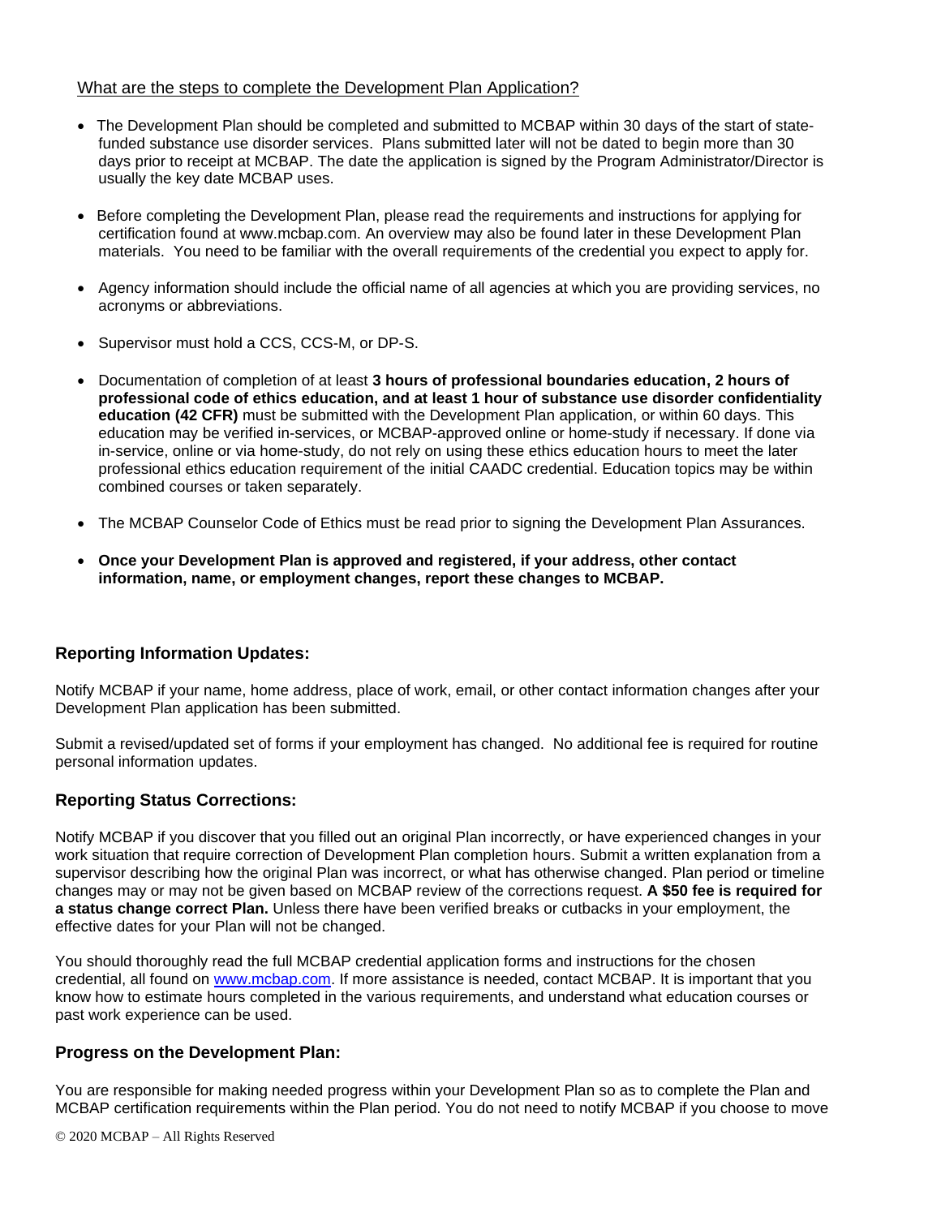What are the steps to complete the Development Plan Application?

- The Development Plan should be completed and submitted to MCBAP within 30 days of the start of state-funded substance use disorder services. Plans submitted later will not be dated to begin more than 30 days prior to receipt at MCBAP. The date the application is signed by the Program Administrator/Director is usually the key date MCBAP uses.

- Before completing the Development Plan, please read the requirements and instructions for applying for certification found at www.mcbap.com. An overview may also be found later in these Development Plan materials. You need to be familiar with the overall requirements of the credential you expect to apply for.

- Agency information should include the official name of all agencies at which you are providing services, no acronyms or abbreviations.

- Supervisor must hold a CCS, CCS-M, or DP-S.

- Documentation of completion of at least **3 hours of professional boundaries education, 2 hours of professional code of ethics education, and at least 1 hour of substance use disorder confidentiality education (42 CFR)** must be submitted with the Development Plan application, or within 60 days. This education may be verified in-services, or MCBAP-approved online or home-study if necessary. If done via in-service, online or via home-study, do not rely on using these ethics education hours to meet the later professional ethics education requirement of the initial CAADC credential. Education topics may be within combined courses or taken separately.

- The MCBAP Counselor Code of Ethics must be read prior to signing the Development Plan Assurances.

- **Once your Development Plan is approved and registered, if your address, other contact information, name, or employment changes, report these changes to MCBAP.**

## Reporting Information Updates:

Notify MCBAP if your name, home address, place of work, email, or other contact information changes after your Development Plan application has been submitted.

Submit a revised/updated set of forms if your employment has changed. No additional fee is required for routine personal information updates.

## Reporting Status Corrections:

Notify MCBAP if you discover that you filled out an original Plan incorrectly, or have experienced changes in your work situation that require correction of Development Plan completion hours. Submit a written explanation from a supervisor describing how the original Plan was incorrect, or what has otherwise changed. Plan period or timeline changes may or may not be given based on MCBAP review of the corrections request. **A $50 fee is required for a status change correct Plan.** Unless there have been verified breaks or cutbacks in your employment, the effective dates for your Plan will not be changed.

You should thoroughly read the full MCBAP credential application forms and instructions for the chosen credential, all found on www.mcbap.com. If more assistance is needed, contact MCBAP. It is important that you know how to estimate hours completed in the various requirements, and understand what education courses or past work experience can be used.

## Progress on the Development Plan:

You are responsible for making needed progress within your Development Plan so as to complete the Plan and MCBAP certification requirements within the Plan period. You do not need to notify MCBAP if you choose to move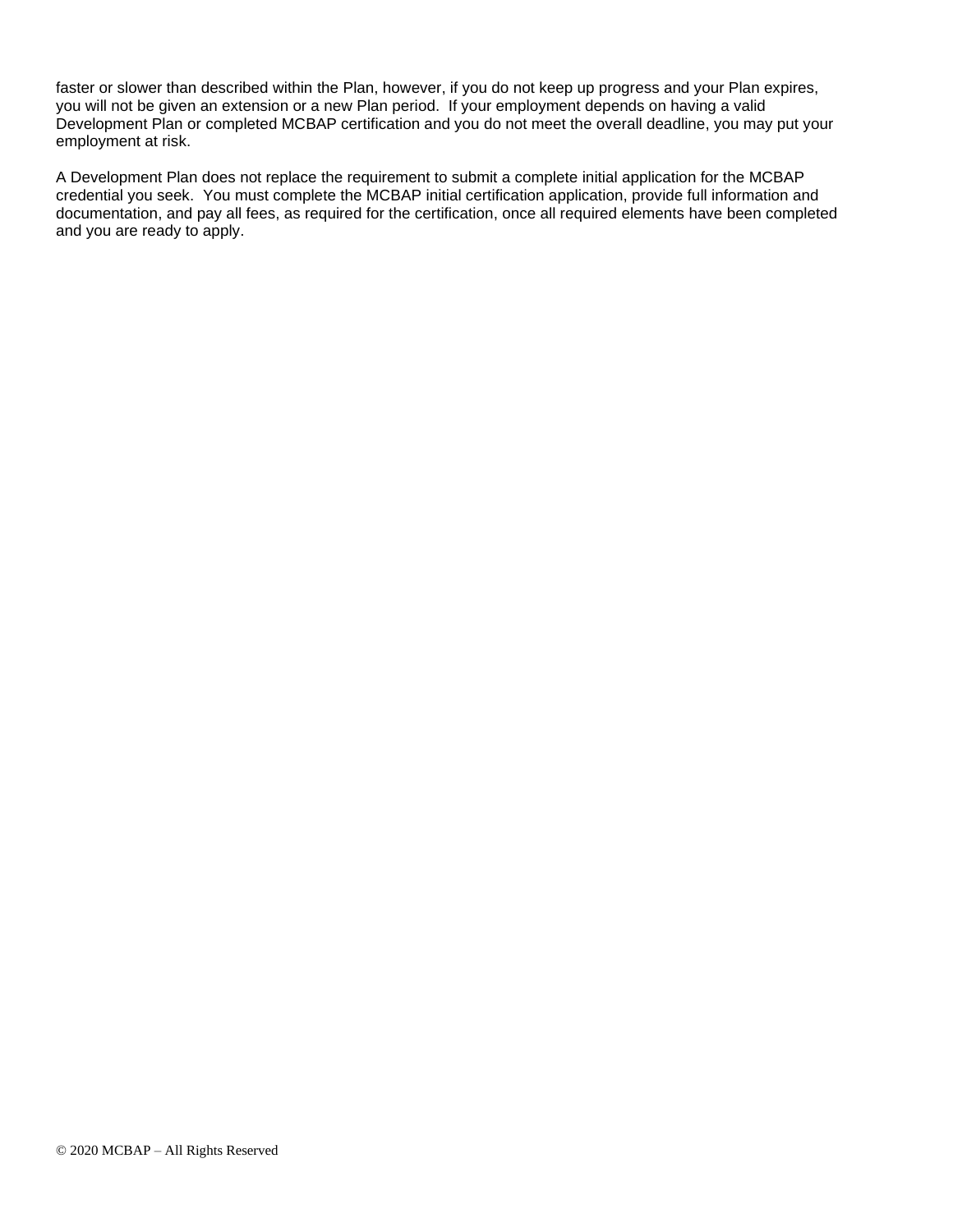faster or slower than described within the Plan, however, if you do not keep up progress and your Plan expires, you will not be given an extension or a new Plan period. If your employment depends on having a valid Development Plan or completed MCBAP certification and you do not meet the overall deadline, you may put your employment at risk.

A Development Plan does not replace the requirement to submit a complete initial application for the MCBAP credential you seek. You must complete the MCBAP initial certification application, provide full information and documentation, and pay all fees, as required for the certification, once all required elements have been completed and you are ready to apply.

© 2020 MCBAP – All Rights Reserved